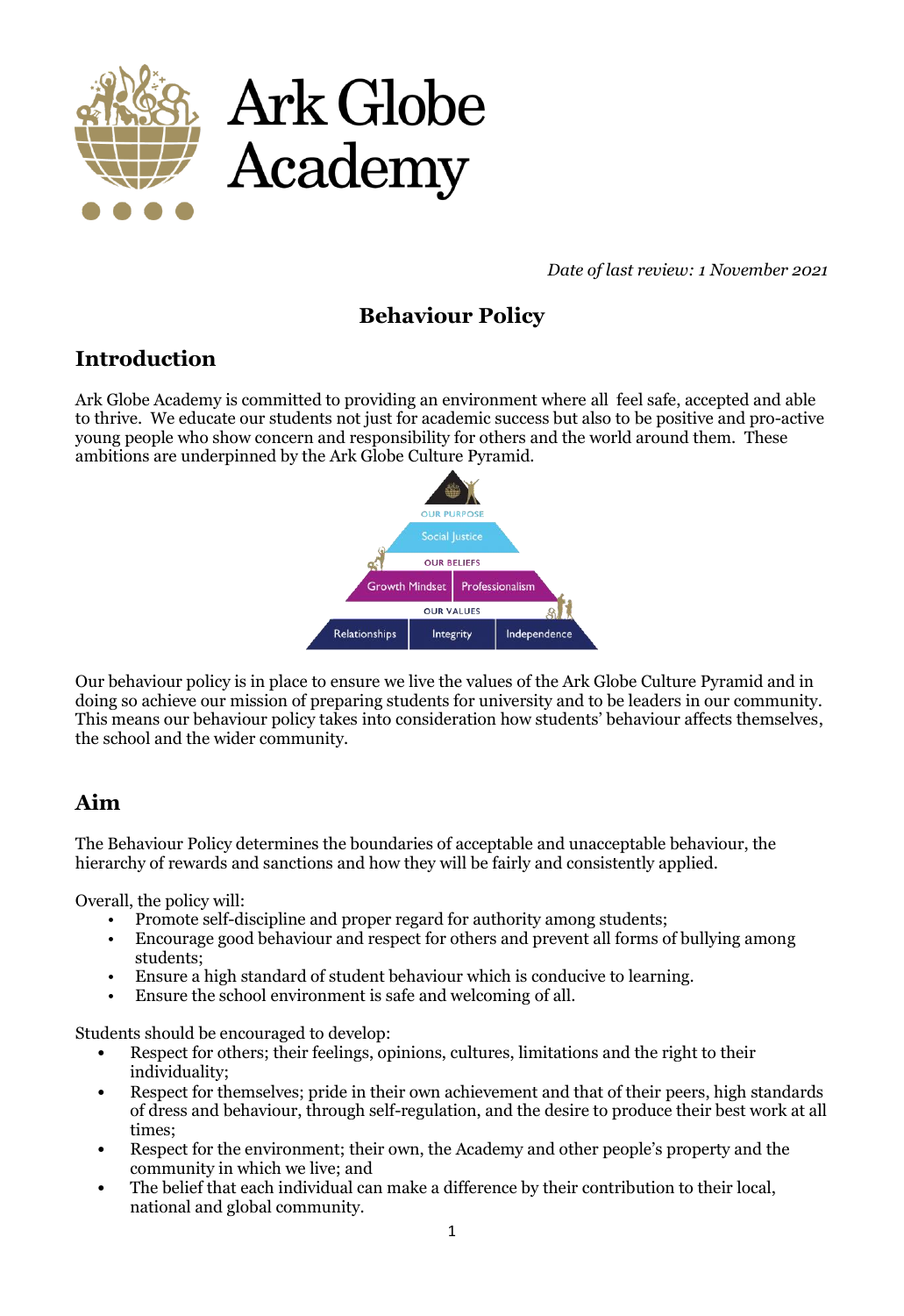Ark Globe Academy

*Date of last review: 1 November 2021*

# Behaviour Policy

## Introduction

Ark Globe Academy is committed to providing an environment where all feel safe, accepted and able to thrive. We educate our students not just for academic success but also to be positive and pro-active young people who show concern and responsibility for others and the world around them. These ambitions are underpinned by the Ark Globe Culture Pyramid.

OUR PURPOSE
Social Justice
OUR BELIEFS
Growth Mindset | Professionalism
OUR VALUES
Relationships | Integrity | Independence

Our behaviour policy is in place to ensure we live the values of the Ark Globe Culture Pyramid and in doing so achieve our mission of preparing students for university and to be leaders in our community. This means our behaviour policy takes into consideration how students' behaviour affects themselves, the school and the wider community.

## Aim

The Behaviour Policy determines the boundaries of acceptable and unacceptable behaviour, the hierarchy of rewards and sanctions and how they will be fairly and consistently applied.

Overall, the policy will:

- Promote self-discipline and proper regard for authority among students;
- Encourage good behaviour and respect for others and prevent all forms of bullying among students;
- Ensure a high standard of student behaviour which is conducive to learning.
- Ensure the school environment is safe and welcoming of all.

Students should be encouraged to develop:

- Respect for others; their feelings, opinions, cultures, limitations and the right to their individuality;
- Respect for themselves; pride in their own achievement and that of their peers, high standards of dress and behaviour, through self-regulation, and the desire to produce their best work at all times;
- Respect for the environment; their own, the Academy and other people's property and the community in which we live; and
- The belief that each individual can make a difference by their contribution to their local, national and global community.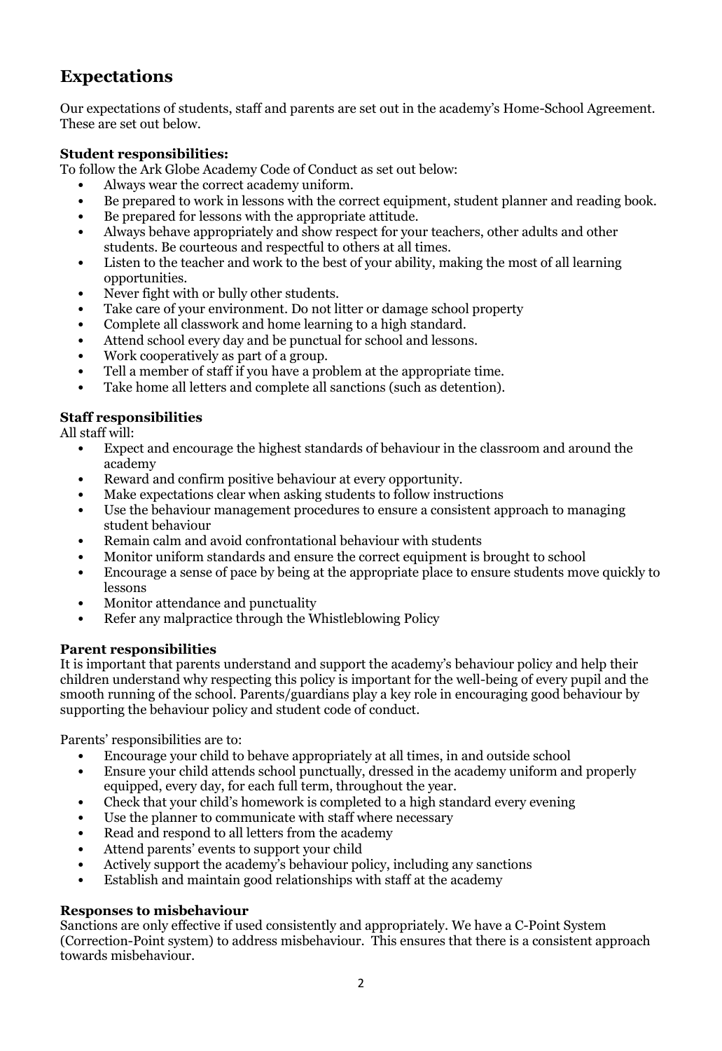## Expectations

Our expectations of students, staff and parents are set out in the academy's Home-School Agreement. These are set out below.

**Student responsibilities:**

To follow the Ark Globe Academy Code of Conduct as set out below:

- Always wear the correct academy uniform.
- Be prepared to work in lessons with the correct equipment, student planner and reading book.
- Be prepared for lessons with the appropriate attitude.
- Always behave appropriately and show respect for your teachers, other adults and other students. Be courteous and respectful to others at all times.
- Listen to the teacher and work to the best of your ability, making the most of all learning opportunities.
- Never fight with or bully other students.
- Take care of your environment. Do not litter or damage school property
- Complete all classwork and home learning to a high standard.
- Attend school every day and be punctual for school and lessons.
- Work cooperatively as part of a group.
- Tell a member of staff if you have a problem at the appropriate time.
- Take home all letters and complete all sanctions (such as detention).

**Staff responsibilities**

All staff will:

- Expect and encourage the highest standards of behaviour in the classroom and around the academy
- Reward and confirm positive behaviour at every opportunity.
- Make expectations clear when asking students to follow instructions
- Use the behaviour management procedures to ensure a consistent approach to managing student behaviour
- Remain calm and avoid confrontational behaviour with students
- Monitor uniform standards and ensure the correct equipment is brought to school
- Encourage a sense of pace by being at the appropriate place to ensure students move quickly to lessons
- Monitor attendance and punctuality
- Refer any malpractice through the Whistleblowing Policy

**Parent responsibilities**

It is important that parents understand and support the academy's behaviour policy and help their children understand why respecting this policy is important for the well-being of every pupil and the smooth running of the school. Parents/guardians play a key role in encouraging good behaviour by supporting the behaviour policy and student code of conduct.

Parents' responsibilities are to:

- Encourage your child to behave appropriately at all times, in and outside school
- Ensure your child attends school punctually, dressed in the academy uniform and properly equipped, every day, for each full term, throughout the year.
- Check that your child's homework is completed to a high standard every evening
- Use the planner to communicate with staff where necessary
- Read and respond to all letters from the academy
- Attend parents' events to support your child
- Actively support the academy's behaviour policy, including any sanctions
- Establish and maintain good relationships with staff at the academy

**Responses to misbehaviour**

Sanctions are only effective if used consistently and appropriately. We have a C-Point System (Correction-Point system) to address misbehaviour. This ensures that there is a consistent approach towards misbehaviour.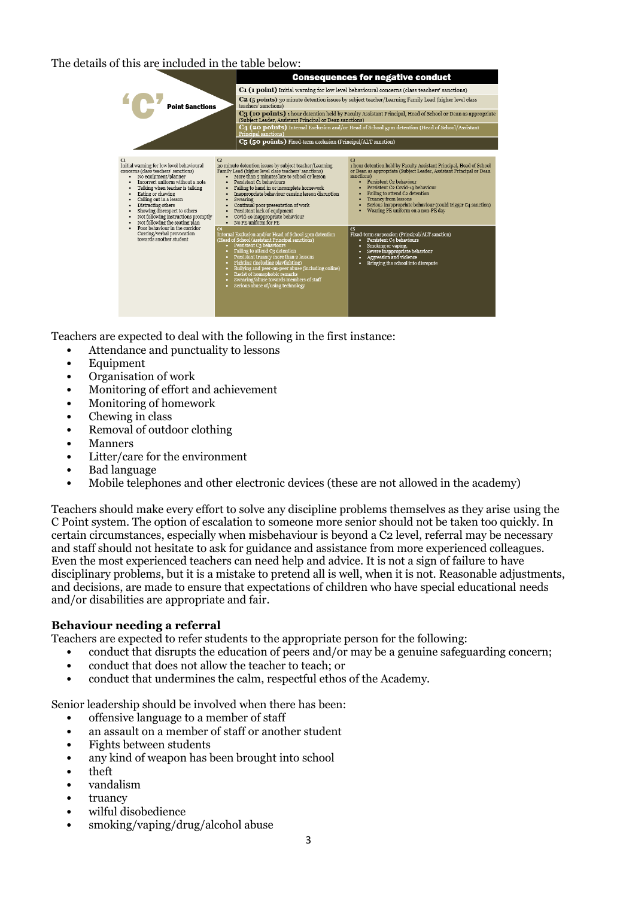The details of this are included in the table below:

**'C' Point Sanctions**

**Consequences for negative conduct**

| |
|---|
| **C1 (1 point)** Initial warning for low level behavioural concerns (class teachers' sanctions) |
| **C2 (5 points)** 30 minute detention issues by subject teacher/Learning Family Lead (higher level class teachers' sanctions) |
| **C3 (10 points)** 1 hour detention held by Faculty Assistant Principal, Head of School or Dean as appropriate (Subject Leader, Assistant Principal or Dean sanctions) |
| **C4 (20 points)** Internal Exclusion and/or Head of School 5pm detention (Head of School/Assistant Principal sanctions) |
| **C5 (50 points)** Fixed-term exclusion (Principal/ALT sanction) |

**C1**
Initial warning for low level behavioural concerns (class teachers' sanctions)
- No equipment/planner
- Incorrect uniform without a note
- Talking when teacher is talking
- Eating or chewing
- Calling out in a lesson
- Distracting others
- Showing disrespect to others
- Not following instructions promptly
- Not following the seating plan
- Poor behaviour in the corridor
- Cussing/verbal provocation towards another student

**C2**
30 minute detention issues by subject teacher/Learning Family Lead (higher level class teachers' sanctions)
- More than 5 minutes late to school or lesson
- Persistent C1 behaviours
- Failing to hand in or incomplete homework
- Inappropriate behaviour causing lesson disruption
- Swearing
- Continual poor presentation of work
- Persistent lack of equipment
- Covid-19 inappropriate behaviour
- No PE uniform for PE

**C3**
1 hour detention held by Faculty Assistant Principal, Head of School or Dean as appropriate (Subject Leader, Assistant Principal or Dean sanctions)
- Persistent C2 behaviour
- Persistent C2 Covid-19 behaviour
- Failing to attend C2 detention
- Truancy from lessons
- Serious inappropriate behaviour (could trigger C4 sanction)
- Wearing PE uniform on a non-PE day

**C4**
Internal Exclusion and/or Head of School 5pm detention (Head of School/Assistant Principal sanctions)
- Persistent C3 behaviours
- Failing to attend C3 detention
- Persistent truancy more than 2 lessons
- Fighting (including playfighting)
- Bullying and peer-on-peer abuse (including online)
- Racist or homophobic remarks
- Swearing/abuse towards members of staff
- Serious abuse of/using technology

**C5**
Fixed-term suspension (Principal/ALT sanction)
- Persistent C4 behaviours
- Smoking or vaping,
- Severe inappropriate behaviour
- Aggression and violence
- Bringing the school into disrepute

Teachers are expected to deal with the following in the first instance:

- Attendance and punctuality to lessons
- Equipment
- Organisation of work
- Monitoring of effort and achievement
- Monitoring of homework
- Chewing in class
- Removal of outdoor clothing
- Manners
- Litter/care for the environment
- Bad language
- Mobile telephones and other electronic devices (these are not allowed in the academy)

Teachers should make every effort to solve any discipline problems themselves as they arise using the C Point system. The option of escalation to someone more senior should not be taken too quickly. In certain circumstances, especially when misbehaviour is beyond a C2 level, referral may be necessary and staff should not hesitate to ask for guidance and assistance from more experienced colleagues. Even the most experienced teachers can need help and advice. It is not a sign of failure to have disciplinary problems, but it is a mistake to pretend all is well, when it is not. Reasonable adjustments, and decisions, are made to ensure that expectations of children who have special educational needs and/or disabilities are appropriate and fair.

### Behaviour needing a referral

Teachers are expected to refer students to the appropriate person for the following:

- conduct that disrupts the education of peers and/or may be a genuine safeguarding concern;
- conduct that does not allow the teacher to teach; or
- conduct that undermines the calm, respectful ethos of the Academy.

Senior leadership should be involved when there has been:

- offensive language to a member of staff
- an assault on a member of staff or another student
- Fights between students
- any kind of weapon has been brought into school
- theft
- vandalism
- truancy
- wilful disobedience
- smoking/vaping/drug/alcohol abuse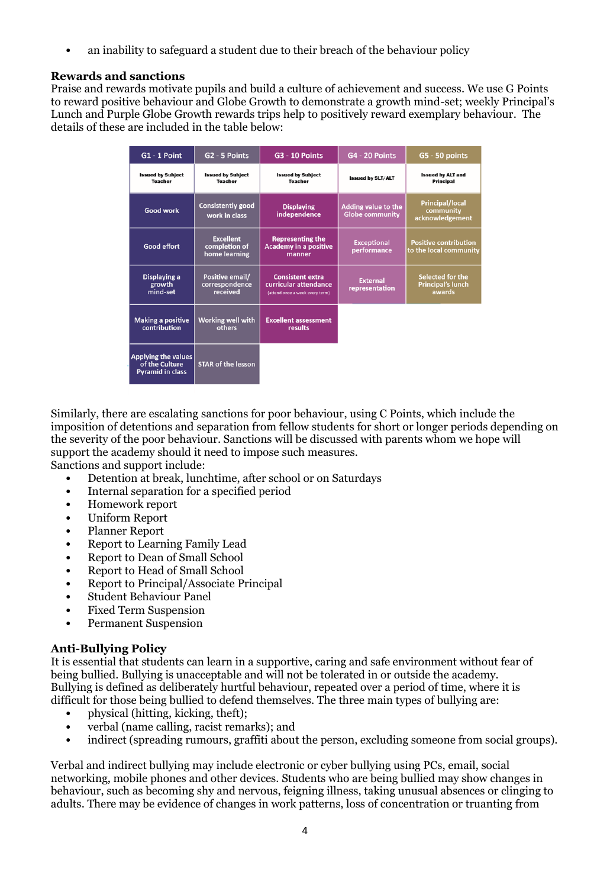- an inability to safeguard a student due to their breach of the behaviour policy

**Rewards and sanctions**

Praise and rewards motivate pupils and build a culture of achievement and success. We use G Points to reward positive behaviour and Globe Growth to demonstrate a growth mind-set; weekly Principal's Lunch and Purple Globe Growth rewards trips help to positively reward exemplary behaviour. The details of these are included in the table below:

| G1 - 1 Point | G2 - 5 Points | G3 - 10 Points | G4 - 20 Points | G5 - 50 points |
|---|---|---|---|---|
| Issued by Subject Teacher | Issued by Subject Teacher | Issued by Subject Teacher | Issued by SLT/ALT | Issued by ALT and Principal |
| Good work | Consistently good work in class | Displaying independence | Adding value to the Globe community | Principal/local community acknowledgement |
| Good effort | Excellent completion of home learning | Representing the Academy in a positive manner | Exceptional performance | Positive contribution to the local community |
| Displaying a growth mind-set | Positive email/ correspondence received | Consistent extra curricular attendance (attend once a week every term) | External representation | Selected for the Principal's lunch awards |
| Making a positive contribution | Working well with others | Excellent assessment results | | |
| Applying the values of the Culture Pyramid in class | STAR of the lesson | | | |

Similarly, there are escalating sanctions for poor behaviour, using C Points, which include the imposition of detentions and separation from fellow students for short or longer periods depending on the severity of the poor behaviour. Sanctions will be discussed with parents whom we hope will support the academy should it need to impose such measures.

Sanctions and support include:

- Detention at break, lunchtime, after school or on Saturdays
- Internal separation for a specified period
- Homework report
- Uniform Report
- Planner Report
- Report to Learning Family Lead
- Report to Dean of Small School
- Report to Head of Small School
- Report to Principal/Associate Principal
- Student Behaviour Panel
- Fixed Term Suspension
- Permanent Suspension

**Anti-Bullying Policy**

It is essential that students can learn in a supportive, caring and safe environment without fear of being bullied. Bullying is unacceptable and will not be tolerated in or outside the academy. Bullying is defined as deliberately hurtful behaviour, repeated over a period of time, where it is difficult for those being bullied to defend themselves. The three main types of bullying are:

- physical (hitting, kicking, theft);
- verbal (name calling, racist remarks); and
- indirect (spreading rumours, graffiti about the person, excluding someone from social groups).

Verbal and indirect bullying may include electronic or cyber bullying using PCs, email, social networking, mobile phones and other devices. Students who are being bullied may show changes in behaviour, such as becoming shy and nervous, feigning illness, taking unusual absences or clinging to adults. There may be evidence of changes in work patterns, loss of concentration or truanting from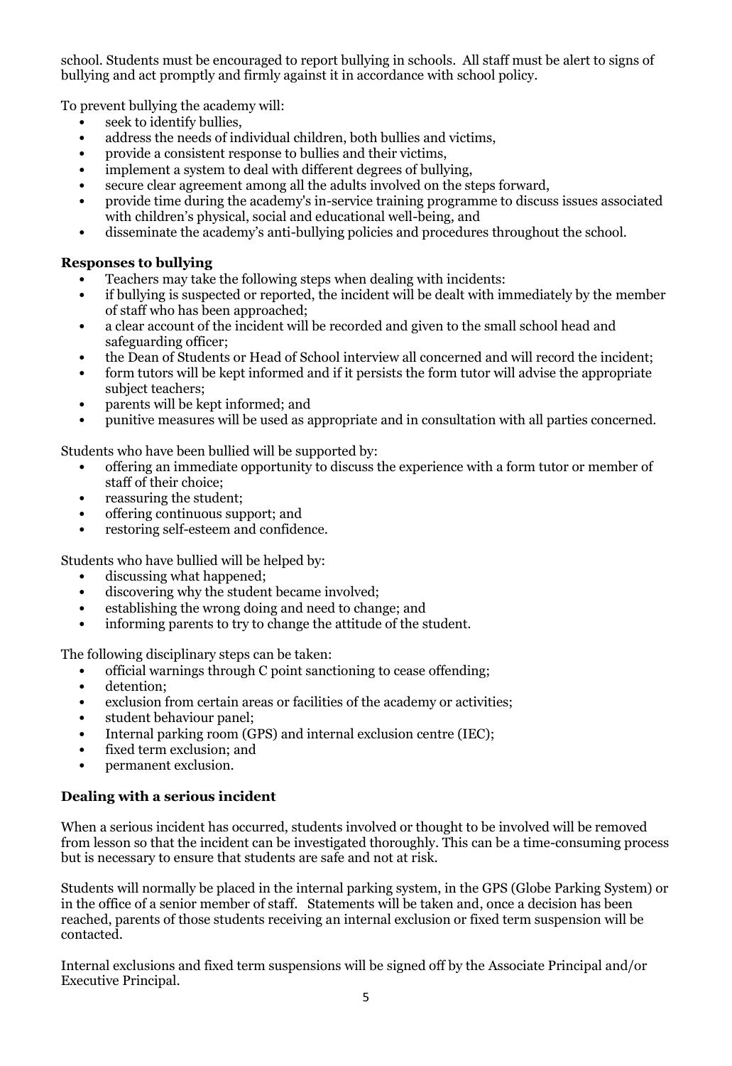school. Students must be encouraged to report bullying in schools. All staff must be alert to signs of bullying and act promptly and firmly against it in accordance with school policy.

To prevent bullying the academy will:

- seek to identify bullies,
- address the needs of individual children, both bullies and victims,
- provide a consistent response to bullies and their victims,
- implement a system to deal with different degrees of bullying,
- secure clear agreement among all the adults involved on the steps forward,
- provide time during the academy's in-service training programme to discuss issues associated with children's physical, social and educational well-being, and
- disseminate the academy's anti-bullying policies and procedures throughout the school.

**Responses to bullying**

- Teachers may take the following steps when dealing with incidents:
- if bullying is suspected or reported, the incident will be dealt with immediately by the member of staff who has been approached;
- a clear account of the incident will be recorded and given to the small school head and safeguarding officer;
- the Dean of Students or Head of School interview all concerned and will record the incident;
- form tutors will be kept informed and if it persists the form tutor will advise the appropriate subject teachers;
- parents will be kept informed; and
- punitive measures will be used as appropriate and in consultation with all parties concerned.

Students who have been bullied will be supported by:

- offering an immediate opportunity to discuss the experience with a form tutor or member of staff of their choice;
- reassuring the student;
- offering continuous support; and
- restoring self-esteem and confidence.

Students who have bullied will be helped by:

- discussing what happened;
- discovering why the student became involved;
- establishing the wrong doing and need to change; and
- informing parents to try to change the attitude of the student.

The following disciplinary steps can be taken:

- official warnings through C point sanctioning to cease offending;
- detention;
- exclusion from certain areas or facilities of the academy or activities;
- student behaviour panel;
- Internal parking room (GPS) and internal exclusion centre (IEC);
- fixed term exclusion; and
- permanent exclusion.

**Dealing with a serious incident**

When a serious incident has occurred, students involved or thought to be involved will be removed from lesson so that the incident can be investigated thoroughly. This can be a time-consuming process but is necessary to ensure that students are safe and not at risk.

Students will normally be placed in the internal parking system, in the GPS (Globe Parking System) or in the office of a senior member of staff. Statements will be taken and, once a decision has been reached, parents of those students receiving an internal exclusion or fixed term suspension will be contacted.

Internal exclusions and fixed term suspensions will be signed off by the Associate Principal and/or Executive Principal.